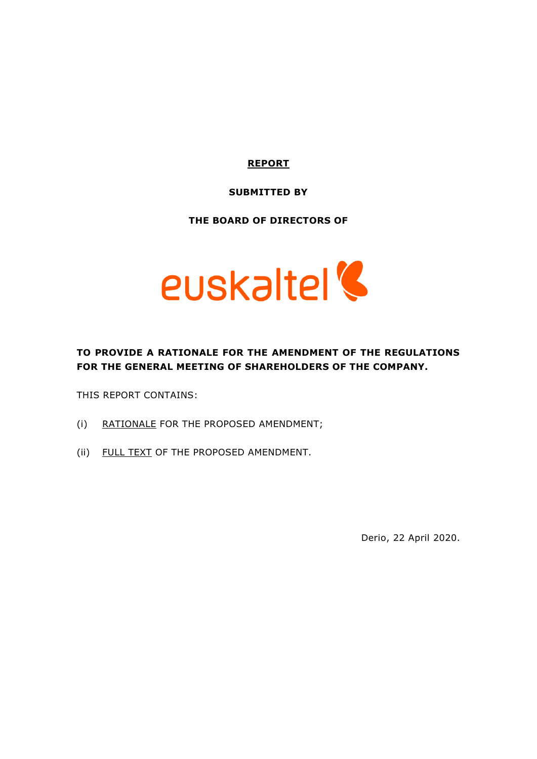**REPORT**

**SUBMITTED BY**

**THE BOARD OF DIRECTORS OF**

euskaltel

**TO PROVIDE A RATIONALE FOR THE AMENDMENT OF THE REGULATIONS FOR THE GENERAL MEETING OF SHAREHOLDERS OF THE COMPANY.**

THIS REPORT CONTAINS:

(i) RATIONALE FOR THE PROPOSED AMENDMENT;

(ii) FULL TEXT OF THE PROPOSED AMENDMENT.

Derio, 22 April 2020.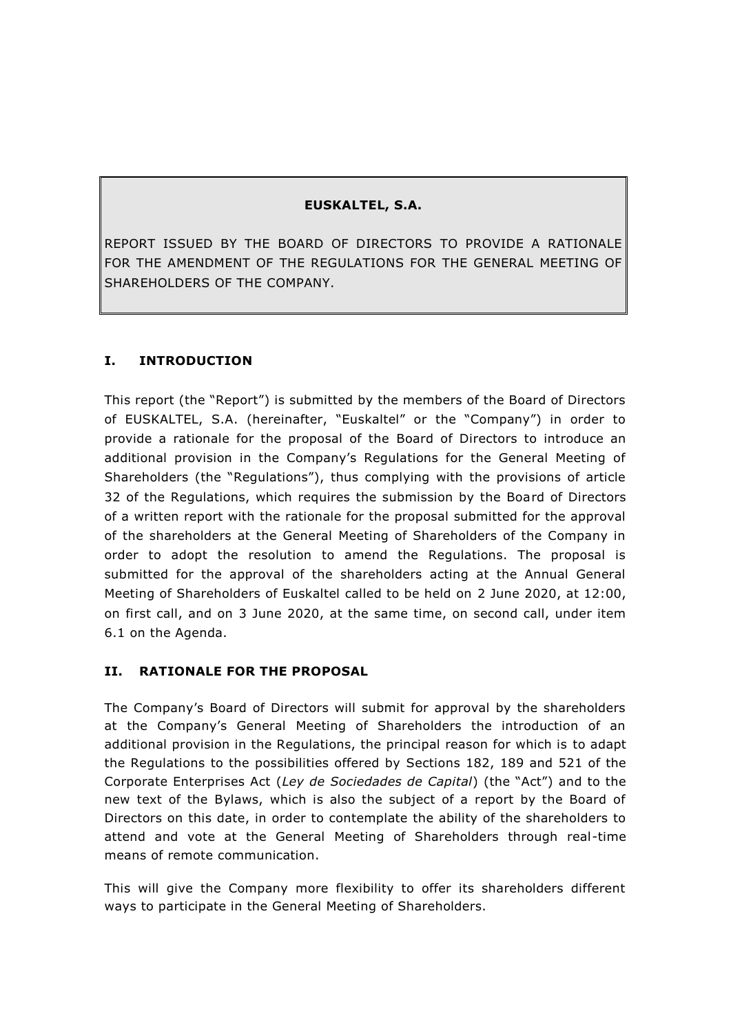**EUSKALTEL, S.A.**

REPORT ISSUED BY THE BOARD OF DIRECTORS TO PROVIDE A RATIONALE FOR THE AMENDMENT OF THE REGULATIONS FOR THE GENERAL MEETING OF SHAREHOLDERS OF THE COMPANY.

## I. INTRODUCTION

This report (the "Report") is submitted by the members of the Board of Directors of EUSKALTEL, S.A. (hereinafter, "Euskaltel" or the "Company") in order to provide a rationale for the proposal of the Board of Directors to introduce an additional provision in the Company's Regulations for the General Meeting of Shareholders (the "Regulations"), thus complying with the provisions of article 32 of the Regulations, which requires the submission by the Board of Directors of a written report with the rationale for the proposal submitted for the approval of the shareholders at the General Meeting of Shareholders of the Company in order to adopt the resolution to amend the Regulations. The proposal is submitted for the approval of the shareholders acting at the Annual General Meeting of Shareholders of Euskaltel called to be held on 2 June 2020, at 12:00, on first call, and on 3 June 2020, at the same time, on second call, under item 6.1 on the Agenda.

## II. RATIONALE FOR THE PROPOSAL

The Company's Board of Directors will submit for approval by the shareholders at the Company's General Meeting of Shareholders the introduction of an additional provision in the Regulations, the principal reason for which is to adapt the Regulations to the possibilities offered by Sections 182, 189 and 521 of the Corporate Enterprises Act (*Ley de Sociedades de Capital*) (the "Act") and to the new text of the Bylaws, which is also the subject of a report by the Board of Directors on this date, in order to contemplate the ability of the shareholders to attend and vote at the General Meeting of Shareholders through real-time means of remote communication.

This will give the Company more flexibility to offer its shareholders different ways to participate in the General Meeting of Shareholders.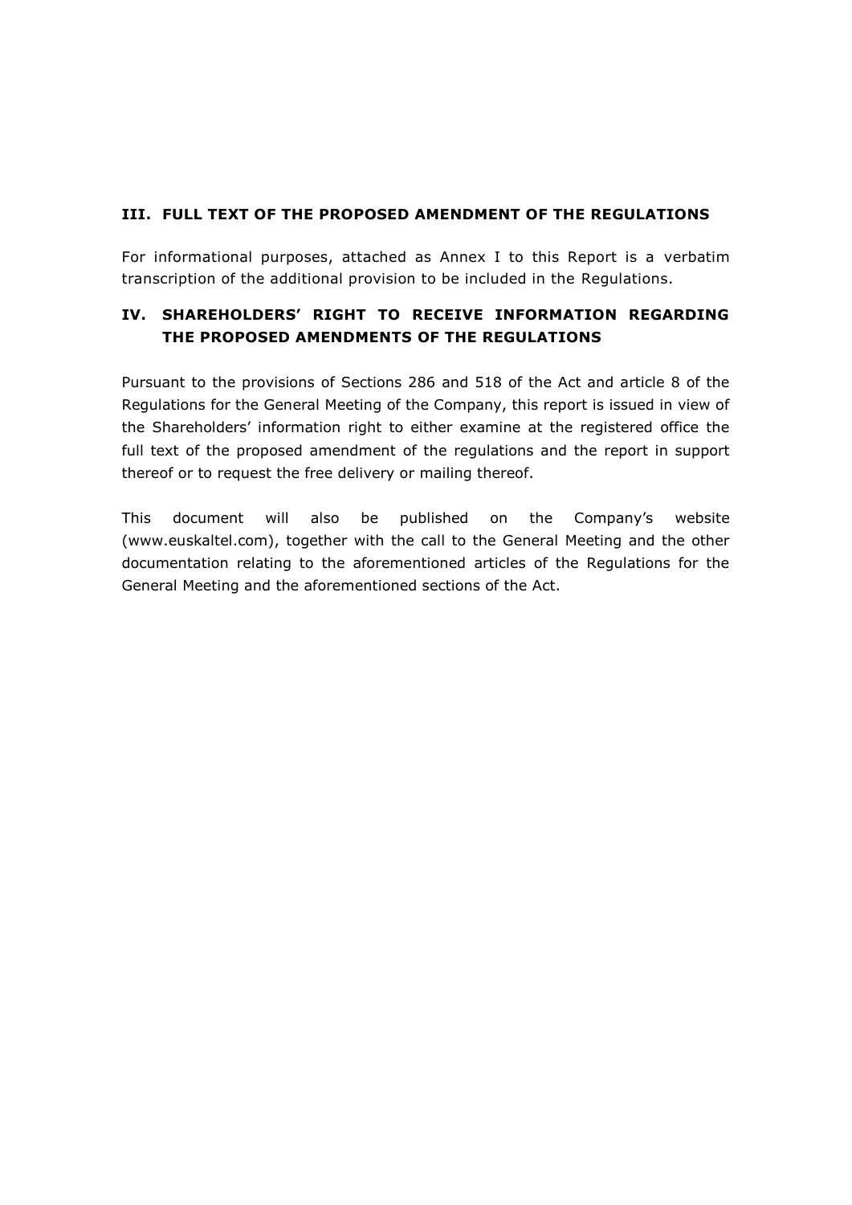## III. FULL TEXT OF THE PROPOSED AMENDMENT OF THE REGULATIONS

For informational purposes, attached as Annex I to this Report is a verbatim transcription of the additional provision to be included in the Regulations.

## IV. SHAREHOLDERS' RIGHT TO RECEIVE INFORMATION REGARDING THE PROPOSED AMENDMENTS OF THE REGULATIONS

Pursuant to the provisions of Sections 286 and 518 of the Act and article 8 of the Regulations for the General Meeting of the Company, this report is issued in view of the Shareholders' information right to either examine at the registered office the full text of the proposed amendment of the regulations and the report in support thereof or to request the free delivery or mailing thereof.

This document will also be published on the Company's website (www.euskaltel.com), together with the call to the General Meeting and the other documentation relating to the aforementioned articles of the Regulations for the General Meeting and the aforementioned sections of the Act.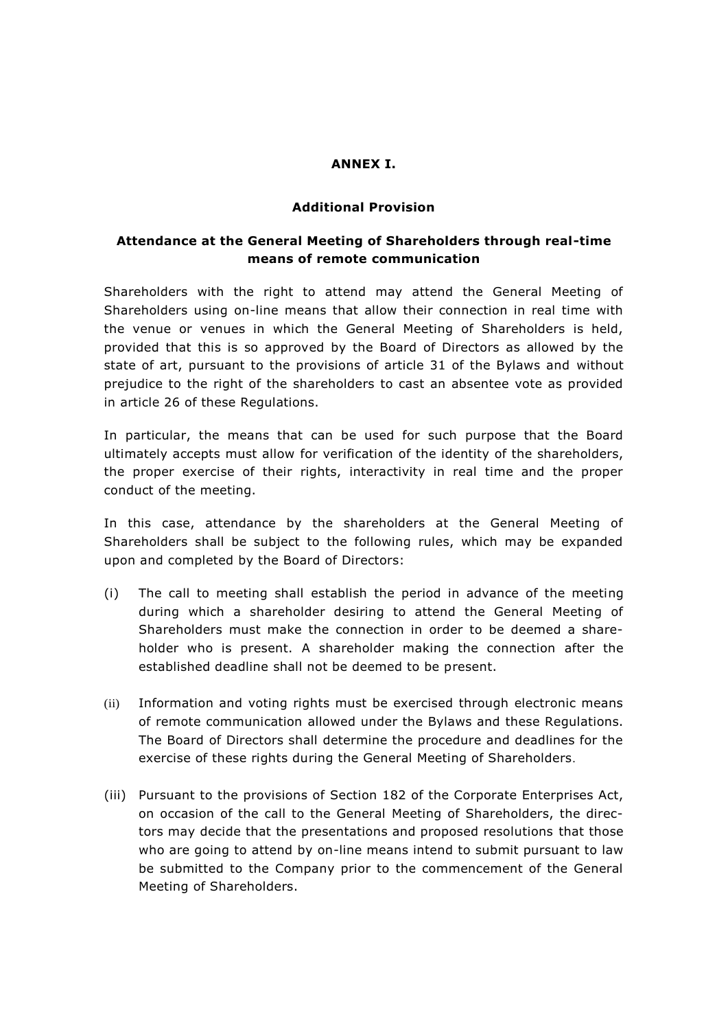## ANNEX I.

### Additional Provision

### Attendance at the General Meeting of Shareholders through real-time means of remote communication

Shareholders with the right to attend may attend the General Meeting of Shareholders using on-line means that allow their connection in real time with the venue or venues in which the General Meeting of Shareholders is held, provided that this is so approved by the Board of Directors as allowed by the state of art, pursuant to the provisions of article 31 of the Bylaws and without prejudice to the right of the shareholders to cast an absentee vote as provided in article 26 of these Regulations.

In particular, the means that can be used for such purpose that the Board ultimately accepts must allow for verification of the identity of the shareholders, the proper exercise of their rights, interactivity in real time and the proper conduct of the meeting.

In this case, attendance by the shareholders at the General Meeting of Shareholders shall be subject to the following rules, which may be expanded upon and completed by the Board of Directors:

(i) The call to meeting shall establish the period in advance of the meeting during which a shareholder desiring to attend the General Meeting of Shareholders must make the connection in order to be deemed a shareholder who is present. A shareholder making the connection after the established deadline shall not be deemed to be present.

(ii) Information and voting rights must be exercised through electronic means of remote communication allowed under the Bylaws and these Regulations. The Board of Directors shall determine the procedure and deadlines for the exercise of these rights during the General Meeting of Shareholders.

(iii) Pursuant to the provisions of Section 182 of the Corporate Enterprises Act, on occasion of the call to the General Meeting of Shareholders, the directors may decide that the presentations and proposed resolutions that those who are going to attend by on-line means intend to submit pursuant to law be submitted to the Company prior to the commencement of the General Meeting of Shareholders.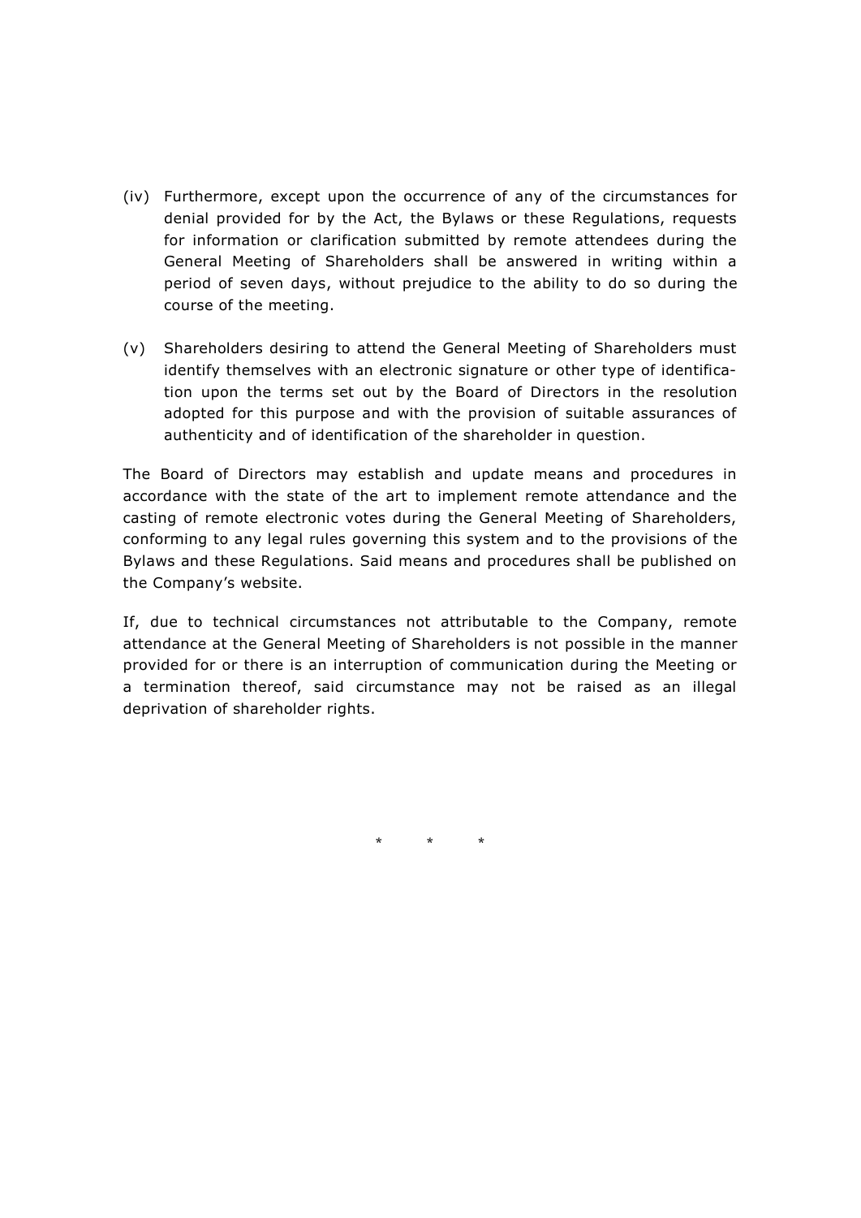(iv) Furthermore, except upon the occurrence of any of the circumstances for denial provided for by the Act, the Bylaws or these Regulations, requests for information or clarification submitted by remote attendees during the General Meeting of Shareholders shall be answered in writing within a period of seven days, without prejudice to the ability to do so during the course of the meeting.

(v) Shareholders desiring to attend the General Meeting of Shareholders must identify themselves with an electronic signature or other type of identification upon the terms set out by the Board of Directors in the resolution adopted for this purpose and with the provision of suitable assurances of authenticity and of identification of the shareholder in question.

The Board of Directors may establish and update means and procedures in accordance with the state of the art to implement remote attendance and the casting of remote electronic votes during the General Meeting of Shareholders, conforming to any legal rules governing this system and to the provisions of the Bylaws and these Regulations. Said means and procedures shall be published on the Company's website.

If, due to technical circumstances not attributable to the Company, remote attendance at the General Meeting of Shareholders is not possible in the manner provided for or there is an interruption of communication during the Meeting or a termination thereof, said circumstance may not be raised as an illegal deprivation of shareholder rights.

\* \* \*